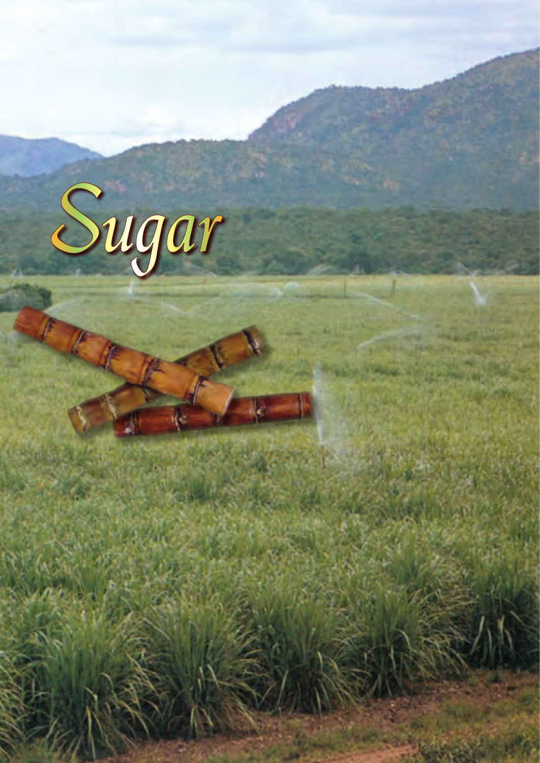# Sugar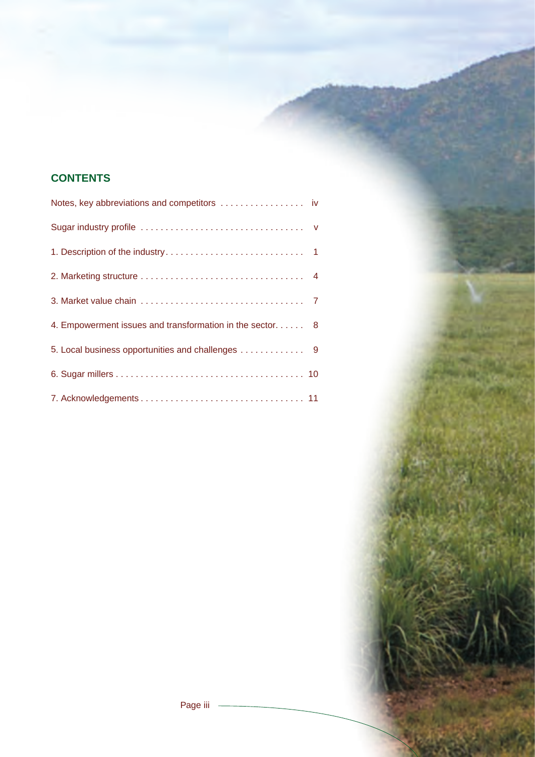## CONTENTS

Notes, key abbreviations and competitors . . . . . . . . . . . . . . . . . iv

Sugar industry profile . . . . . . . . . . . . . . . . . . . . . . . . . . . . . . . . v

1. Description of the industry. . . . . . . . . . . . . . . . . . . . . . . . . . . . 1

2. Marketing structure . . . . . . . . . . . . . . . . . . . . . . . . . . . . . . . . 4

3. Market value chain . . . . . . . . . . . . . . . . . . . . . . . . . . . . . . . . 7

4. Empowerment issues and transformation in the sector. . . . . . 8

5. Local business opportunities and challenges . . . . . . . . . . . . . 9

6. Sugar millers . . . . . . . . . . . . . . . . . . . . . . . . . . . . . . . . . . . . . 10

7. Acknowledgements . . . . . . . . . . . . . . . . . . . . . . . . . . . . . . . . 11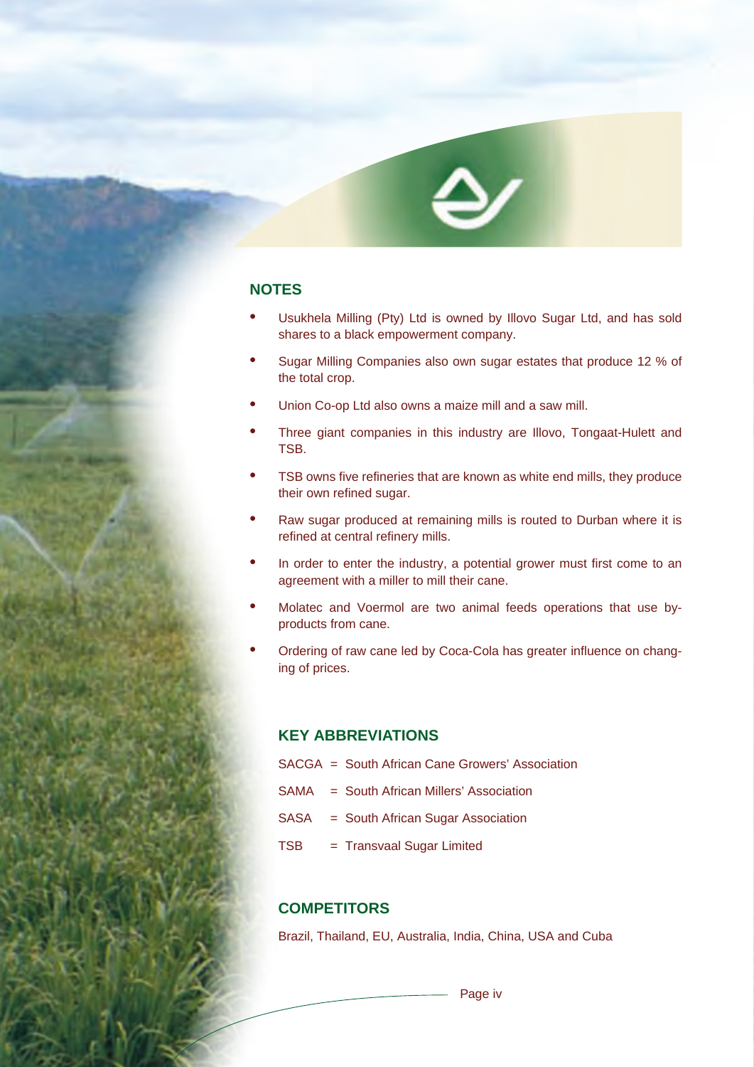## NOTES

- Usukhela Milling (Pty) Ltd is owned by Illovo Sugar Ltd, and has sold shares to a black empowerment company.
- Sugar Milling Companies also own sugar estates that produce 12 % of the total crop.
- Union Co-op Ltd also owns a maize mill and a saw mill.
- Three giant companies in this industry are Illovo, Tongaat-Hulett and TSB.
- TSB owns five refineries that are known as white end mills, they produce their own refined sugar.
- Raw sugar produced at remaining mills is routed to Durban where it is refined at central refinery mills.
- In order to enter the industry, a potential grower must first come to an agreement with a miller to mill their cane.
- Molatec and Voermol are two animal feeds operations that use by-products from cane.
- Ordering of raw cane led by Coca-Cola has greater influence on changing of prices.

### KEY ABBREVIATIONS

SACGA = South African Cane Growers' Association

SAMA = South African Millers' Association

SASA = South African Sugar Association

TSB = Transvaal Sugar Limited

### COMPETITORS

Brazil, Thailand, EU, Australia, India, China, USA and Cuba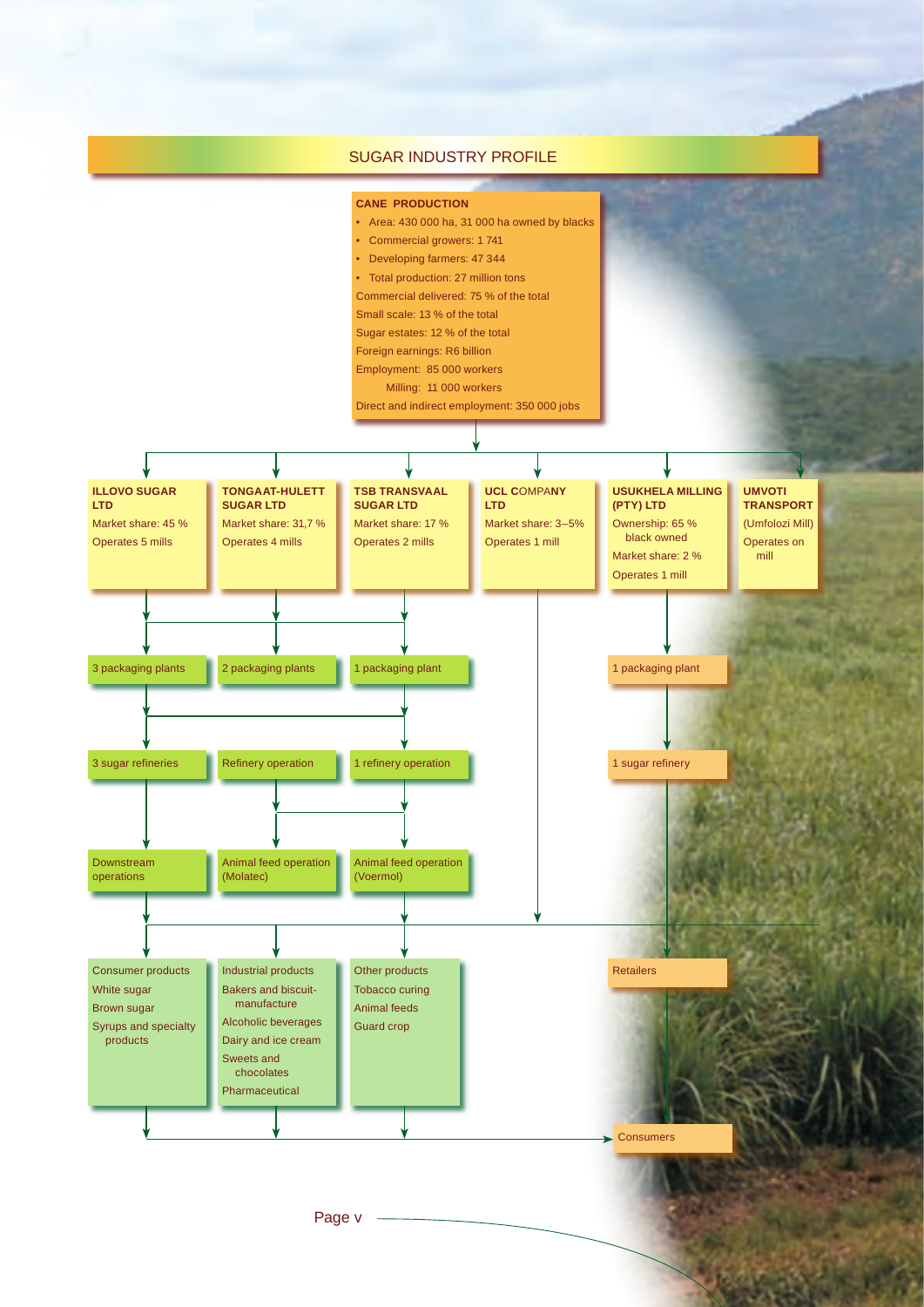# SUGAR INDUSTRY PROFILE

**CANE PRODUCTION**

- Area: 430 000 ha, 31 000 ha owned by blacks
- Commercial growers: 1 741
- Developing farmers: 47 344
- Total production: 27 million tons

Commercial delivered: 75 % of the total

Small scale: 13 % of the total

Sugar estates: 12 % of the total

Foreign earnings: R6 billion

Employment: 85 000 workers

Milling: 11 000 workers

Direct and indirect employment: 350 000 jobs

**ILLOVO SUGAR LTD**
Market share: 45 %
Operates 5 mills

**TONGAAT-HULETT SUGAR LTD**
Market share: 31,7 %
Operates 4 mills

**TSB TRANSVAAL SUGAR LTD**
Market share: 17 %
Operates 2 mills

**UCL COMPANY LTD**
Market share: 3–5%
Operates 1 mill

**USUKHELA MILLING (PTY) LTD**
Ownership: 65 % black owned
Market share: 2 %
Operates 1 mill

**UMVOTI TRANSPORT**
(Umfolozi Mill)
Operates on mill

3 packaging plants

2 packaging plants

1 packaging plant

1 packaging plant

3 sugar refineries

Refinery operation

1 refinery operation

1 sugar refinery

Downstream operations

Animal feed operation (Molatec)

Animal feed operation (Voermol)

Consumer products
- White sugar
- Brown sugar
- Syrups and specialty products

Industrial products
- Bakers and biscuit-manufacture
- Alcoholic beverages
- Dairy and ice cream
- Sweets and chocolates
- Pharmaceutical

Other products
- Tobacco curing
- Animal feeds
- Guard crop

Retailers

Consumers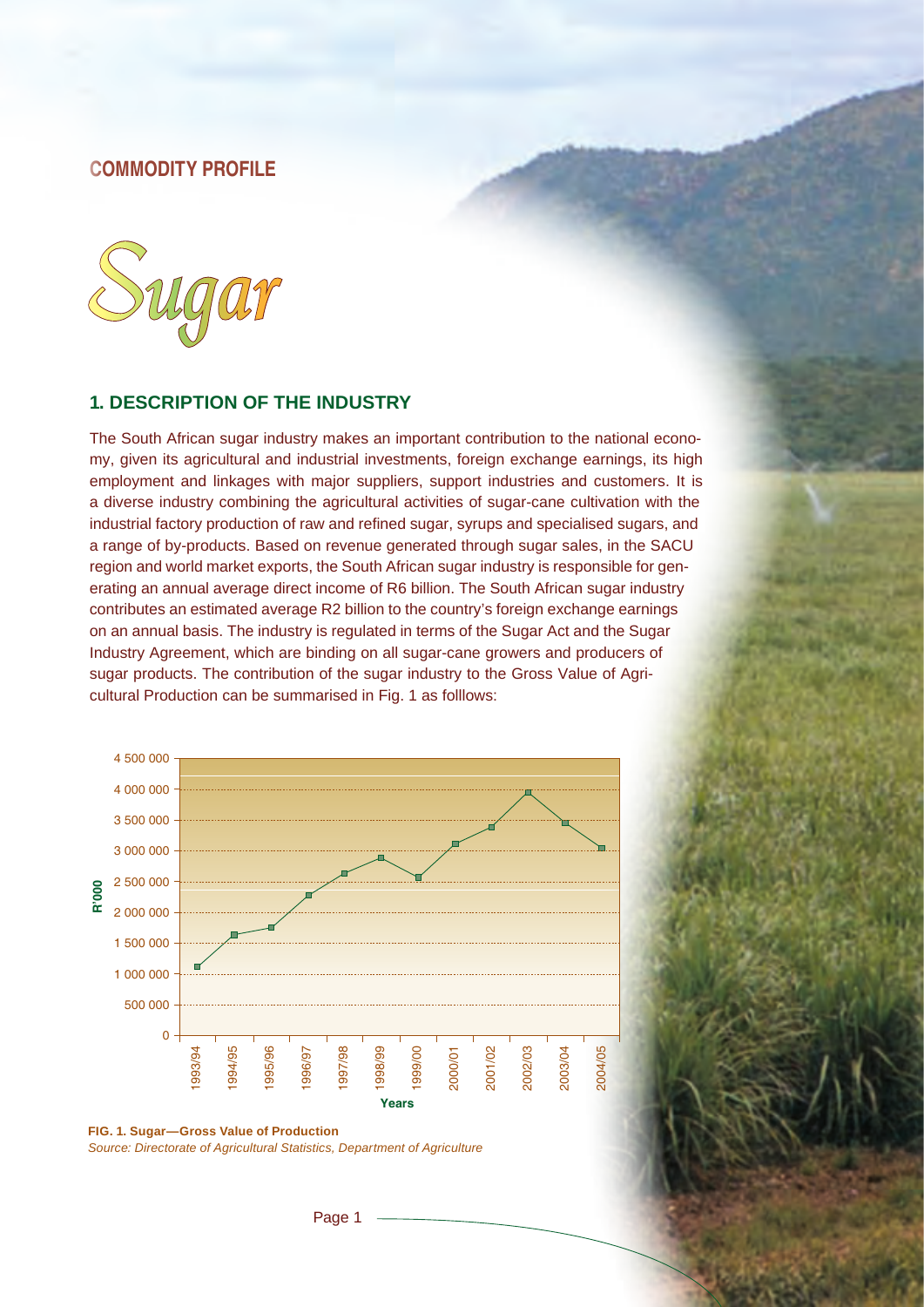COMMODITY PROFILE

# Sugar

## 1. DESCRIPTION OF THE INDUSTRY

The South African sugar industry makes an important contribution to the national economy, given its agricultural and industrial investments, foreign exchange earnings, its high employment and linkages with major suppliers, support industries and customers. It is a diverse industry combining the agricultural activities of sugar-cane cultivation with the industrial factory production of raw and refined sugar, syrups and specialised sugars, and a range of by-products. Based on revenue generated through sugar sales, in the SACU region and world market exports, the South African sugar industry is responsible for generating an annual average direct income of R6 billion. The South African sugar industry contributes an estimated average R2 billion to the country's foreign exchange earnings on an annual basis. The industry is regulated in terms of the Sugar Act and the Sugar Industry Agreement, which are binding on all sugar-cane growers and producers of sugar products. The contribution of the sugar industry to the Gross Value of Agricultural Production can be summarised in Fig. 1 as folllows:

**FIG. 1. Sugar—Gross Value of Production**

*Source: Directorate of Agricultural Statistics, Department of Agriculture*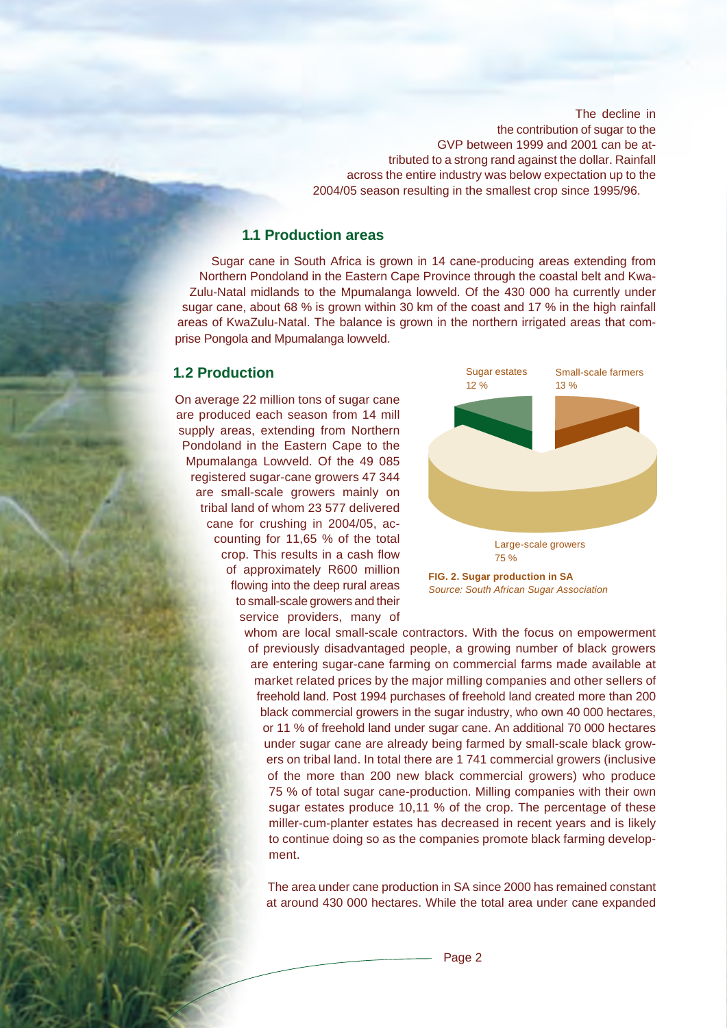The decline in the contribution of sugar to the GVP between 1999 and 2001 can be attributed to a strong rand against the dollar. Rainfall across the entire industry was below expectation up to the 2004/05 season resulting in the smallest crop since 1995/96.

### 1.1 Production areas

Sugar cane in South Africa is grown in 14 cane-producing areas extending from Northern Pondoland in the Eastern Cape Province through the coastal belt and KwaZulu-Natal midlands to the Mpumalanga lowveld. Of the 430 000 ha currently under sugar cane, about 68 % is grown within 30 km of the coast and 17 % in the high rainfall areas of KwaZulu-Natal. The balance is grown in the northern irrigated areas that comprise Pongola and Mpumalanga lowveld.

### 1.2 Production

On average 22 million tons of sugar cane are produced each season from 14 mill supply areas, extending from Northern Pondoland in the Eastern Cape to the Mpumalanga Lowveld. Of the 49 085 registered sugar-cane growers 47 344 are small-scale growers mainly on tribal land of whom 23 577 delivered cane for crushing in 2004/05, accounting for 11,65 % of the total crop. This results in a cash flow of approximately R600 million flowing into the deep rural areas to small-scale growers and their service providers, many of whom are local small-scale contractors. With the focus on empowerment of previously disadvantaged people, a growing number of black growers are entering sugar-cane farming on commercial farms made available at market related prices by the major milling companies and other sellers of freehold land. Post 1994 purchases of freehold land created more than 200 black commercial growers in the sugar industry, who own 40 000 hectares, or 11 % of freehold land under sugar cane. An additional 70 000 hectares under sugar cane are already being farmed by small-scale black growers on tribal land. In total there are 1 741 commercial growers (inclusive of the more than 200 new black commercial growers) who produce 75 % of total sugar cane-production. Milling companies with their own sugar estates produce 10,11 % of the crop. The percentage of these miller-cum-planter estates has decreased in recent years and is likely to continue doing so as the companies promote black farming development.

Sugar estates 12 %; Small-scale farmers 13 %; Large-scale growers 75 %

**FIG. 2. Sugar production in SA**
*Source: South African Sugar Association*

The area under cane production in SA since 2000 has remained constant at around 430 000 hectares. While the total area under cane expanded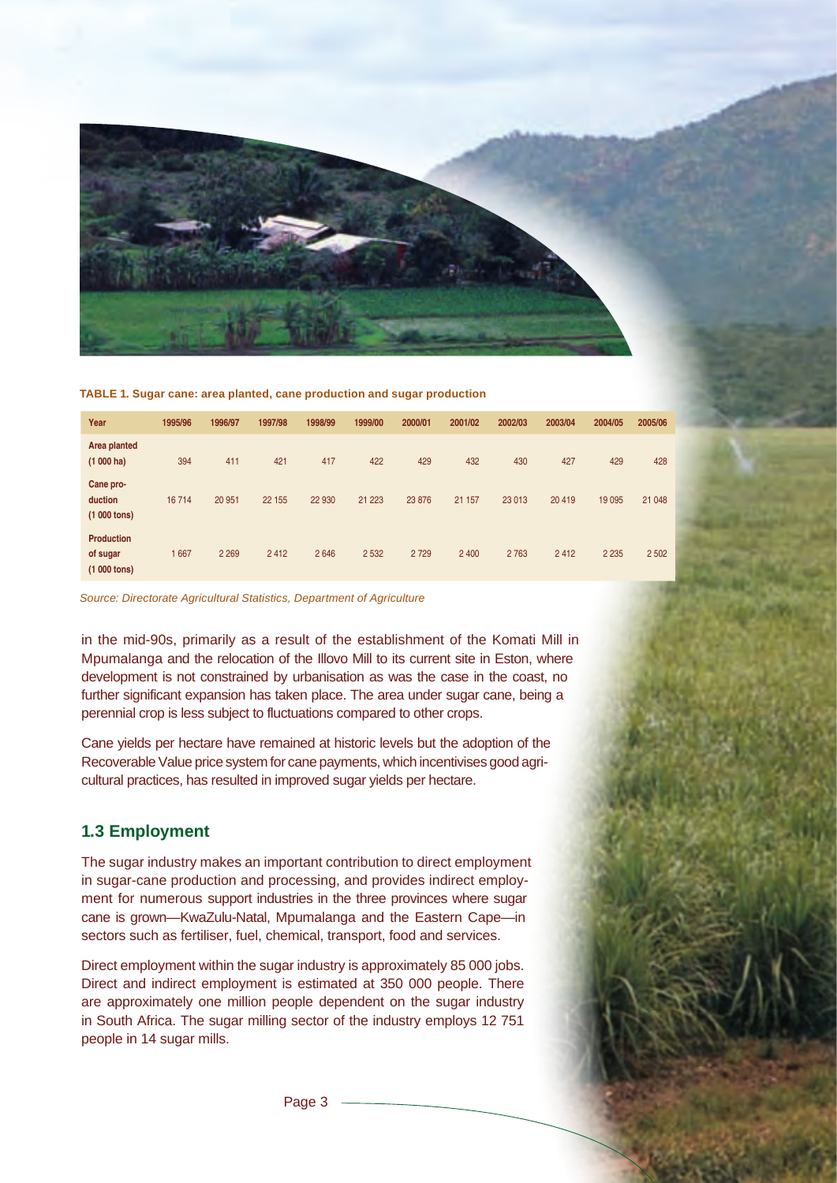**TABLE 1. Sugar cane: area planted, cane production and sugar production**

| Year | 1995/96 | 1996/97 | 1997/98 | 1998/99 | 1999/00 | 2000/01 | 2001/02 | 2002/03 | 2003/04 | 2004/05 | 2005/06 |
|---|---|---|---|---|---|---|---|---|---|---|---|
| Area planted (1 000 ha) | 394 | 411 | 421 | 417 | 422 | 429 | 432 | 430 | 427 | 429 | 428 |
| Cane production (1 000 tons) | 16 714 | 20 951 | 22 155 | 22 930 | 21 223 | 23 876 | 21 157 | 23 013 | 20 419 | 19 095 | 21 048 |
| Production of sugar (1 000 tons) | 1 667 | 2 269 | 2 412 | 2 646 | 2 532 | 2 729 | 2 400 | 2 763 | 2 412 | 2 235 | 2 502 |

*Source: Directorate Agricultural Statistics, Department of Agriculture*

in the mid-90s, primarily as a result of the establishment of the Komati Mill in Mpumalanga and the relocation of the Illovo Mill to its current site in Eston, where development is not constrained by urbanisation as was the case in the coast, no further significant expansion has taken place. The area under sugar cane, being a perennial crop is less subject to fluctuations compared to other crops.

Cane yields per hectare have remained at historic levels but the adoption of the Recoverable Value price system for cane payments, which incentivises good agricultural practices, has resulted in improved sugar yields per hectare.

## 1.3 Employment

The sugar industry makes an important contribution to direct employment in sugar-cane production and processing, and provides indirect employment for numerous support industries in the three provinces where sugar cane is grown—KwaZulu-Natal, Mpumalanga and the Eastern Cape—in sectors such as fertiliser, fuel, chemical, transport, food and services.

Direct employment within the sugar industry is approximately 85 000 jobs. Direct and indirect employment is estimated at 350 000 people. There are approximately one million people dependent on the sugar industry in South Africa. The sugar milling sector of the industry employs 12 751 people in 14 sugar mills.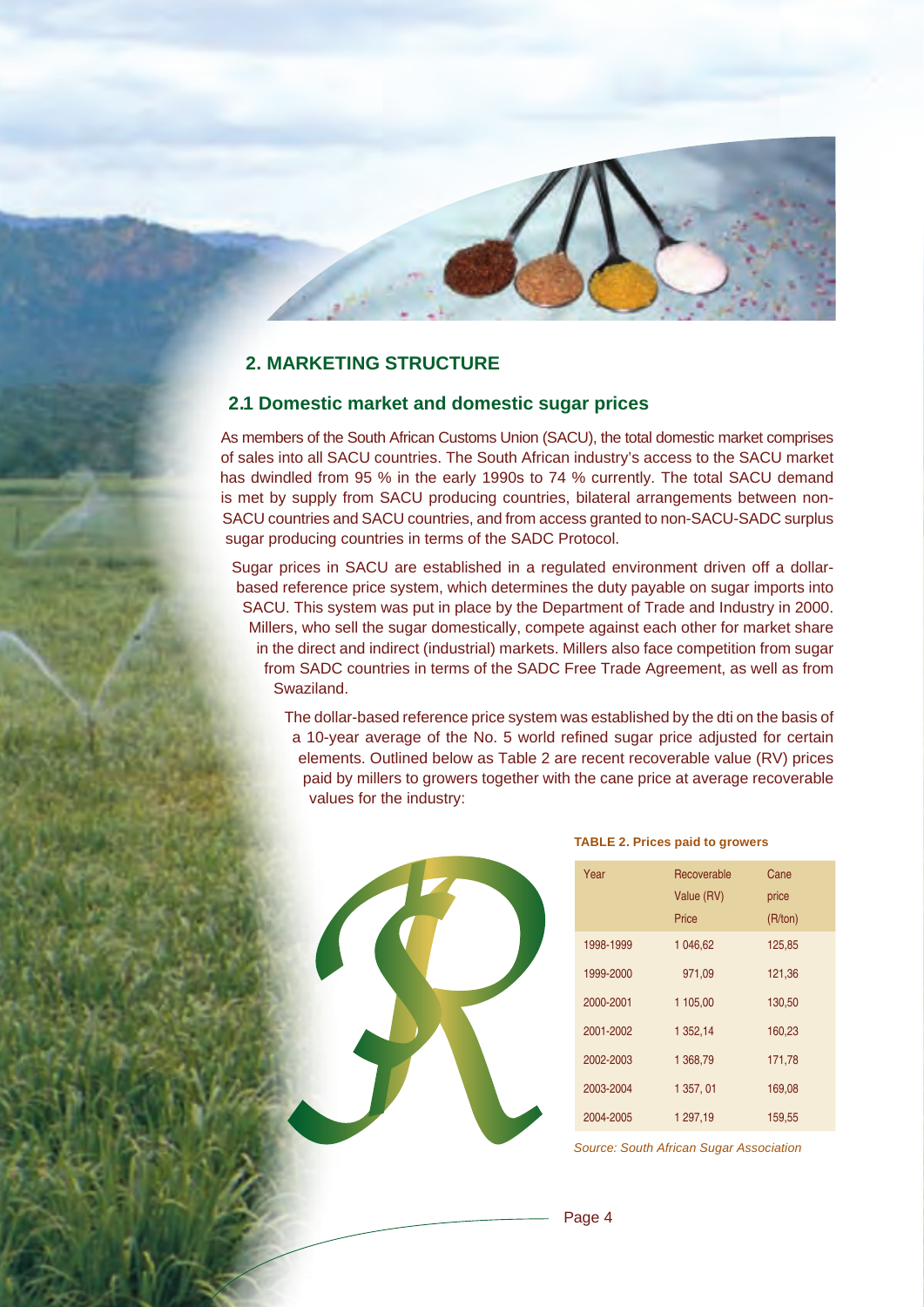## 2. MARKETING STRUCTURE

### 2.1 Domestic market and domestic sugar prices

As members of the South African Customs Union (SACU), the total domestic market comprises of sales into all SACU countries. The South African industry's access to the SACU market has dwindled from 95 % in the early 1990s to 74 % currently. The total SACU demand is met by supply from SACU producing countries, bilateral arrangements between non-SACU countries and SACU countries, and from access granted to non-SACU-SADC surplus sugar producing countries in terms of the SADC Protocol.

Sugar prices in SACU are established in a regulated environment driven off a dollar-based reference price system, which determines the duty payable on sugar imports into SACU. This system was put in place by the Department of Trade and Industry in 2000. Millers, who sell the sugar domestically, compete against each other for market share in the direct and indirect (industrial) markets. Millers also face competition from sugar from SADC countries in terms of the SADC Free Trade Agreement, as well as from Swaziland.

The dollar-based reference price system was established by the dti on the basis of a 10-year average of the No. 5 world refined sugar price adjusted for certain elements. Outlined below as Table 2 are recent recoverable value (RV) prices paid by millers to growers together with the cane price at average recoverable values for the industry:

**TABLE 2. Prices paid to growers**

| Year | Recoverable Value (RV) Price | Cane price (R/ton) |
|---|---|---|
| 1998-1999 | 1 046,62 | 125,85 |
| 1999-2000 | 971,09 | 121,36 |
| 2000-2001 | 1 105,00 | 130,50 |
| 2001-2002 | 1 352,14 | 160,23 |
| 2002-2003 | 1 368,79 | 171,78 |
| 2003-2004 | 1 357, 01 | 169,08 |
| 2004-2005 | 1 297,19 | 159,55 |

*Source: South African Sugar Association*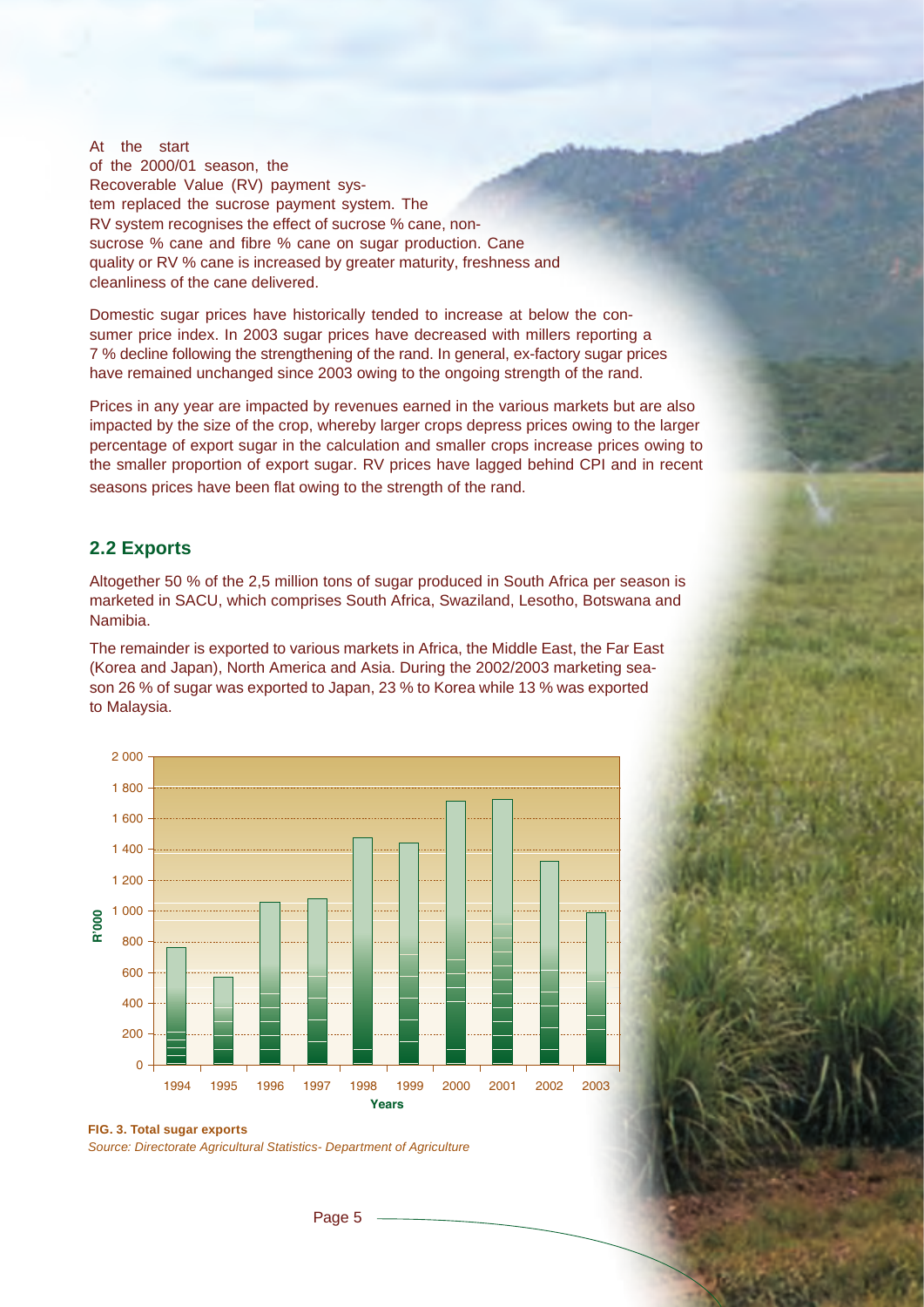At the start of the 2000/01 season, the Recoverable Value (RV) payment system replaced the sucrose payment system. The RV system recognises the effect of sucrose % cane, non-sucrose % cane and fibre % cane on sugar production. Cane quality or RV % cane is increased by greater maturity, freshness and cleanliness of the cane delivered.

Domestic sugar prices have historically tended to increase at below the consumer price index. In 2003 sugar prices have decreased with millers reporting a 7 % decline following the strengthening of the rand. In general, ex-factory sugar prices have remained unchanged since 2003 owing to the ongoing strength of the rand.

Prices in any year are impacted by revenues earned in the various markets but are also impacted by the size of the crop, whereby larger crops depress prices owing to the larger percentage of export sugar in the calculation and smaller crops increase prices owing to the smaller proportion of export sugar. RV prices have lagged behind CPI and in recent seasons prices have been flat owing to the strength of the rand.

## 2.2 Exports

Altogether 50 % of the 2,5 million tons of sugar produced in South Africa per season is marketed in SACU, which comprises South Africa, Swaziland, Lesotho, Botswana and Namibia.

The remainder is exported to various markets in Africa, the Middle East, the Far East (Korea and Japan), North America and Asia. During the 2002/2003 marketing season 26 % of sugar was exported to Japan, 23 % to Korea while 13 % was exported to Malaysia.

**FIG. 3. Total sugar exports**

*Source: Directorate Agricultural Statistics- Department of Agriculture*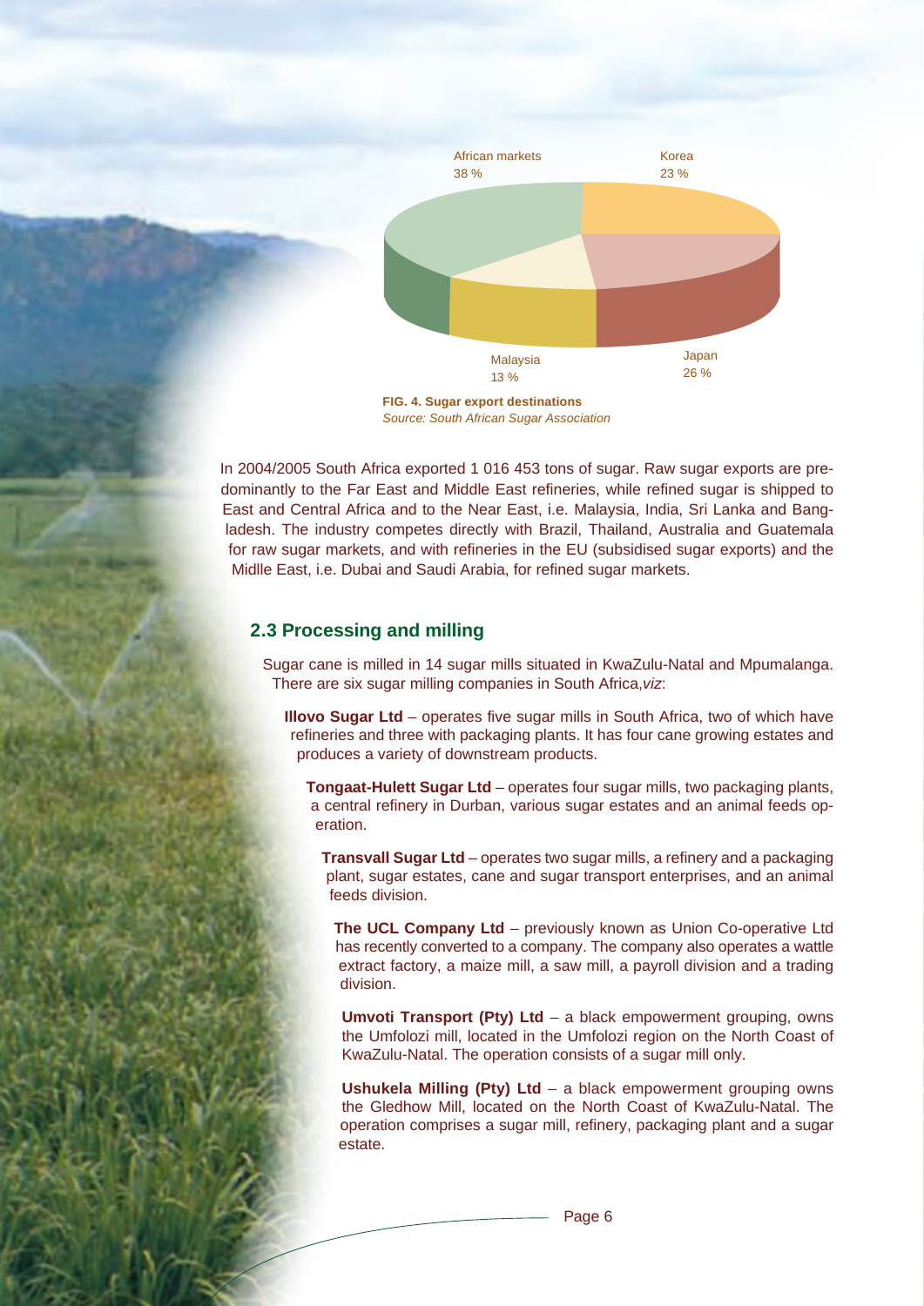African markets 38 %

Korea 23 %

Japan 26 %

Malaysia 13 %

**FIG. 4. Sugar export destinations**
*Source: South African Sugar Association*

In 2004/2005 South Africa exported 1 016 453 tons of sugar. Raw sugar exports are predominantly to the Far East and Middle East refineries, while refined sugar is shipped to East and Central Africa and to the Near East, i.e. Malaysia, India, Sri Lanka and Bangladesh. The industry competes directly with Brazil, Thailand, Australia and Guatemala for raw sugar markets, and with refineries in the EU (subsidised sugar exports) and the Midlle East, i.e. Dubai and Saudi Arabia, for refined sugar markets.

## 2.3 Processing and milling

Sugar cane is milled in 14 sugar mills situated in KwaZulu-Natal and Mpumalanga. There are six sugar milling companies in South Africa,*viz*:

**Illovo Sugar Ltd** – operates five sugar mills in South Africa, two of which have refineries and three with packaging plants. It has four cane growing estates and produces a variety of downstream products.

**Tongaat-Hulett Sugar Ltd** – operates four sugar mills, two packaging plants, a central refinery in Durban, various sugar estates and an animal feeds operation.

**Transvall Sugar Ltd** – operates two sugar mills, a refinery and a packaging plant, sugar estates, cane and sugar transport enterprises, and an animal feeds division.

**The UCL Company Ltd** – previously known as Union Co-operative Ltd has recently converted to a company. The company also operates a wattle extract factory, a maize mill, a saw mill, a payroll division and a trading division.

**Umvoti Transport (Pty) Ltd** – a black empowerment grouping, owns the Umfolozi mill, located in the Umfolozi region on the North Coast of KwaZulu-Natal. The operation consists of a sugar mill only.

**Ushukela Milling (Pty) Ltd** – a black empowerment grouping owns the Gledhow Mill, located on the North Coast of KwaZulu-Natal. The operation comprises a sugar mill, refinery, packaging plant and a sugar estate.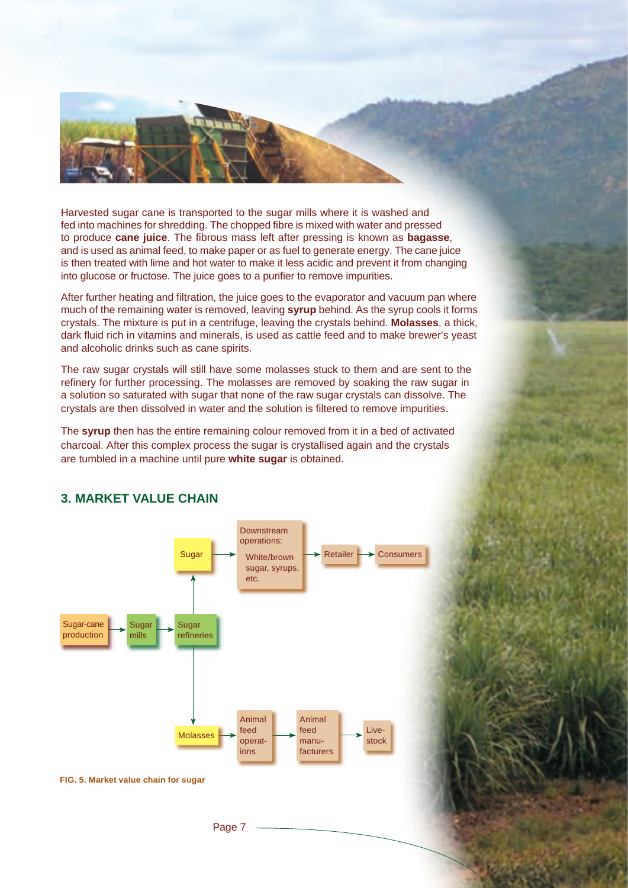Harvested sugar cane is transported to the sugar mills where it is washed and fed into machines for shredding. The chopped fibre is mixed with water and pressed to produce **cane juice**. The fibrous mass left after pressing is known as **bagasse**, and is used as animal feed, to make paper or as fuel to generate energy. The cane juice is then treated with lime and hot water to make it less acidic and prevent it from changing into glucose or fructose. The juice goes to a purifier to remove impurities.

After further heating and filtration, the juice goes to the evaporator and vacuum pan where much of the remaining water is removed, leaving **syrup** behind. As the syrup cools it forms crystals. The mixture is put in a centrifuge, leaving the crystals behind. **Molasses**, a thick, dark fluid rich in vitamins and minerals, is used as cattle feed and to make brewer's yeast and alcoholic drinks such as cane spirits.

The raw sugar crystals will still have some molasses stuck to them and are sent to the refinery for further processing. The molasses are removed by soaking the raw sugar in a solution so saturated with sugar that none of the raw sugar crystals can dissolve. The crystals are then dissolved in water and the solution is filtered to remove impurities.

The **syrup** then has the entire remaining colour removed from it in a bed of activated charcoal. After this complex process the sugar is crystallised again and the crystals are tumbled in a machine until pure **white sugar** is obtained.

## 3. MARKET VALUE CHAIN

- Sugar-cane production → Sugar mills → Sugar refineries
- Sugar refineries → Sugar → Downstream operations: White/brown sugar, syrups, etc. → Retailer → Consumers
- Sugar refineries → Molasses → Animal feed operations → Animal feed manufacturers → Livestock

**FIG. 5. Market value chain for sugar**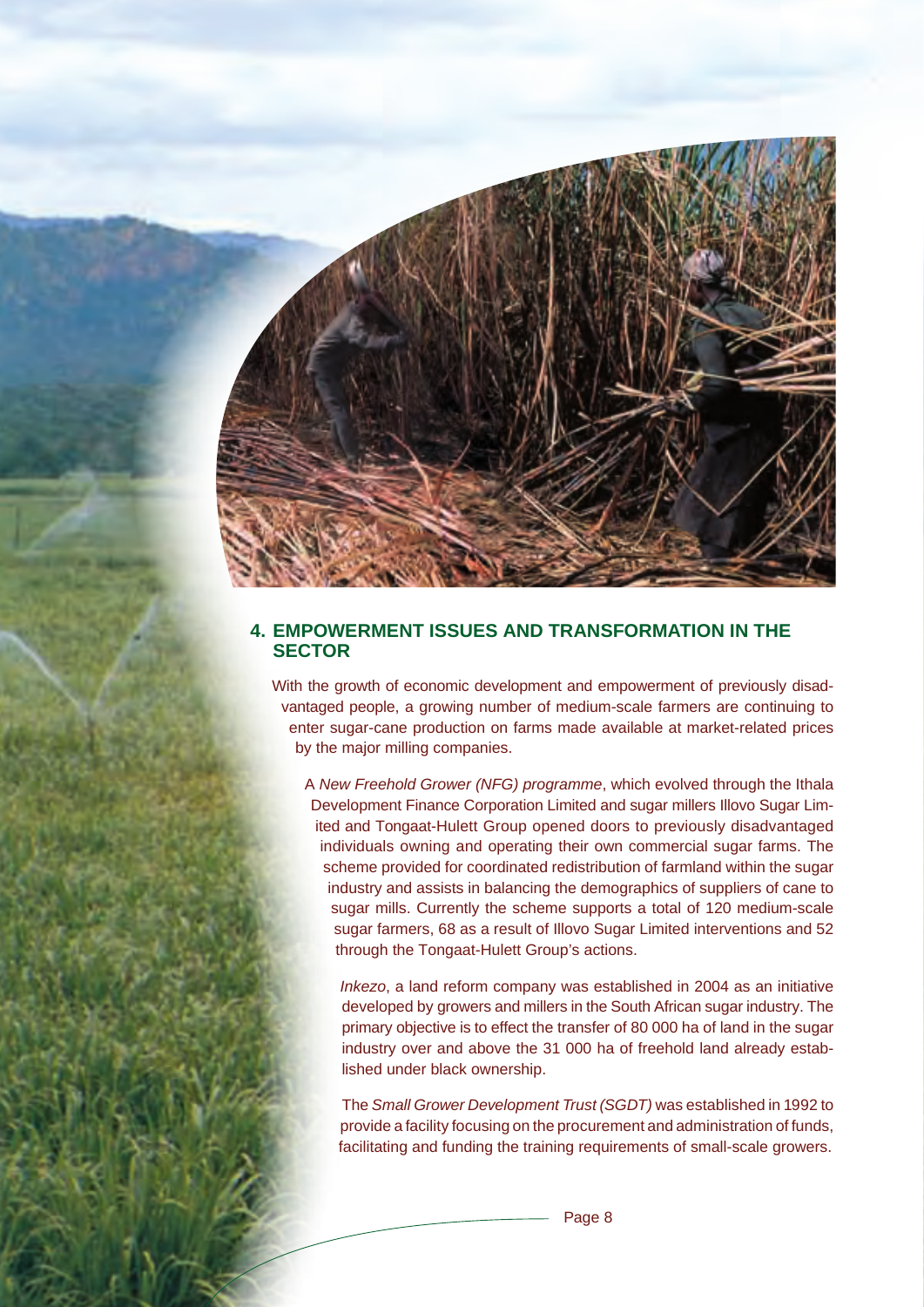## 4. EMPOWERMENT ISSUES AND TRANSFORMATION IN THE SECTOR

With the growth of economic development and empowerment of previously disadvantaged people, a growing number of medium-scale farmers are continuing to enter sugar-cane production on farms made available at market-related prices by the major milling companies.

A *New Freehold Grower (NFG) programme*, which evolved through the Ithala Development Finance Corporation Limited and sugar millers Illovo Sugar Limited and Tongaat-Hulett Group opened doors to previously disadvantaged individuals owning and operating their own commercial sugar farms. The scheme provided for coordinated redistribution of farmland within the sugar industry and assists in balancing the demographics of suppliers of cane to sugar mills. Currently the scheme supports a total of 120 medium-scale sugar farmers, 68 as a result of Illovo Sugar Limited interventions and 52 through the Tongaat-Hulett Group's actions.

*Inkezo*, a land reform company was established in 2004 as an initiative developed by growers and millers in the South African sugar industry. The primary objective is to effect the transfer of 80 000 ha of land in the sugar industry over and above the 31 000 ha of freehold land already established under black ownership.

The *Small Grower Development Trust (SGDT)* was established in 1992 to provide a facility focusing on the procurement and administration of funds, facilitating and funding the training requirements of small-scale growers.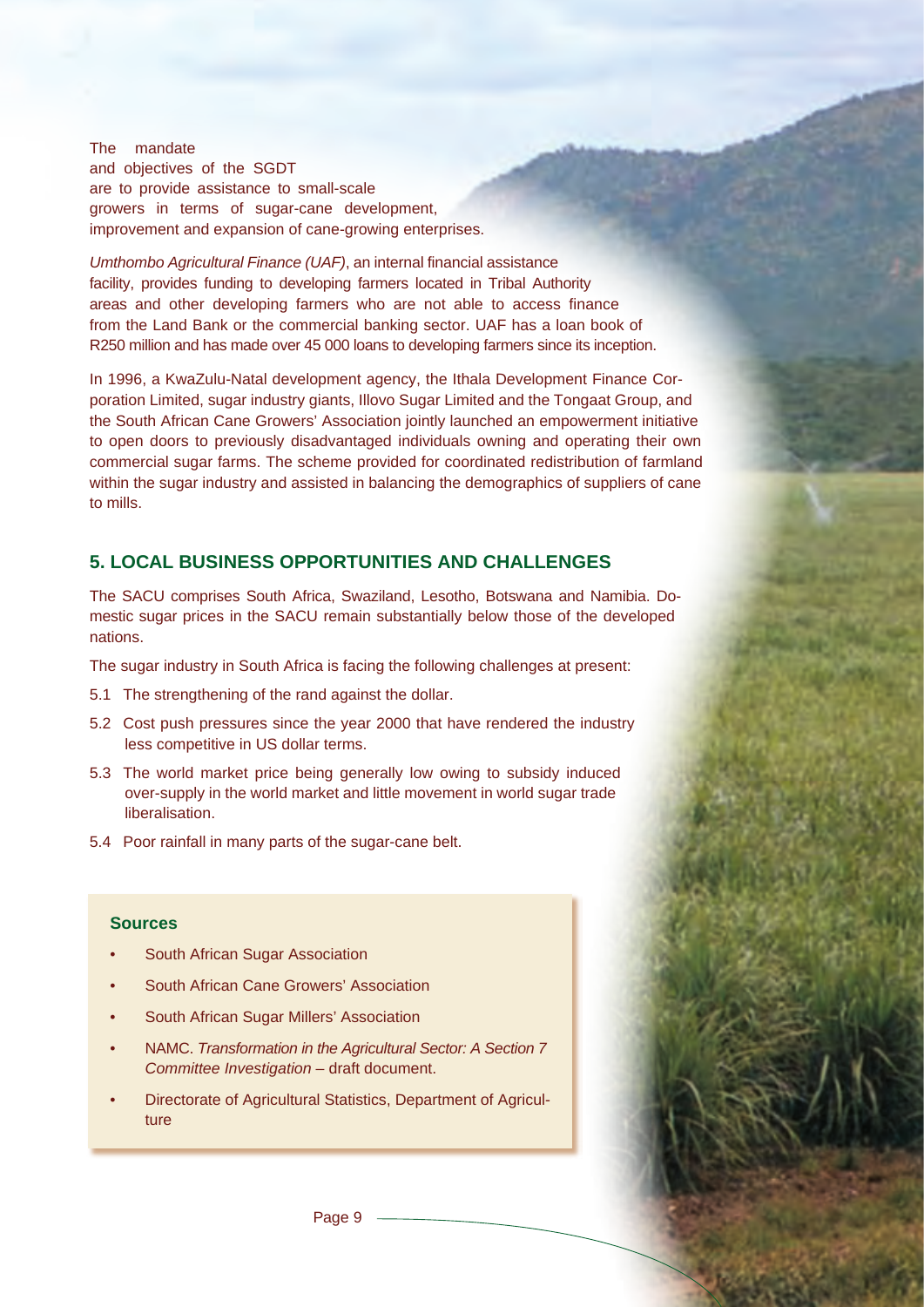The mandate and objectives of the SGDT are to provide assistance to small-scale growers in terms of sugar-cane development, improvement and expansion of cane-growing enterprises.

*Umthombo Agricultural Finance (UAF)*, an internal financial assistance facility, provides funding to developing farmers located in Tribal Authority areas and other developing farmers who are not able to access finance from the Land Bank or the commercial banking sector. UAF has a loan book of R250 million and has made over 45 000 loans to developing farmers since its inception.

In 1996, a KwaZulu-Natal development agency, the Ithala Development Finance Corporation Limited, sugar industry giants, Illovo Sugar Limited and the Tongaat Group, and the South African Cane Growers' Association jointly launched an empowerment initiative to open doors to previously disadvantaged individuals owning and operating their own commercial sugar farms. The scheme provided for coordinated redistribution of farmland within the sugar industry and assisted in balancing the demographics of suppliers of cane to mills.

## 5. LOCAL BUSINESS OPPORTUNITIES AND CHALLENGES

The SACU comprises South Africa, Swaziland, Lesotho, Botswana and Namibia. Domestic sugar prices in the SACU remain substantially below those of the developed nations.

The sugar industry in South Africa is facing the following challenges at present:

5.1 The strengthening of the rand against the dollar.

5.2 Cost push pressures since the year 2000 that have rendered the industry less competitive in US dollar terms.

5.3 The world market price being generally low owing to subsidy induced over-supply in the world market and little movement in world sugar trade liberalisation.

5.4 Poor rainfall in many parts of the sugar-cane belt.

### Sources

- South African Sugar Association
- South African Cane Growers' Association
- South African Sugar Millers' Association
- NAMC. *Transformation in the Agricultural Sector: A Section 7 Committee Investigation* – draft document.
- Directorate of Agricultural Statistics, Department of Agriculture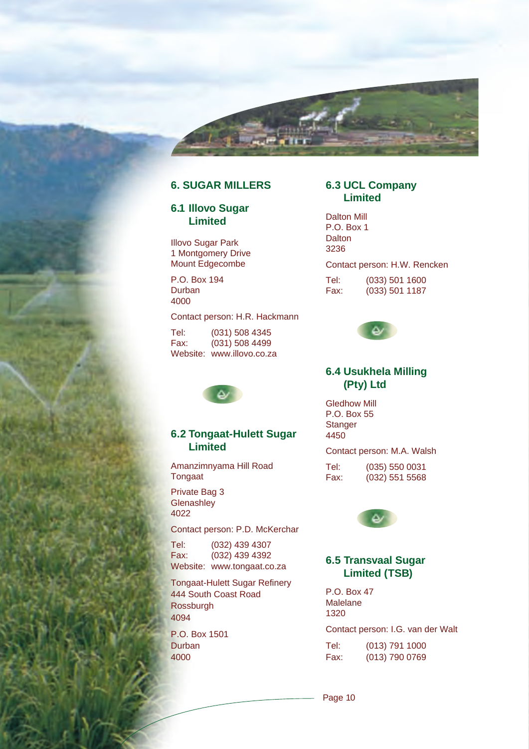## 6. SUGAR MILLERS

### 6.1 Illovo Sugar Limited

Illovo Sugar Park
1 Montgomery Drive
Mount Edgecombe

P.O. Box 194
Durban
4000

Contact person: H.R. Hackmann

Tel: (031) 508 4345
Fax: (031) 508 4499
Website: www.illovo.co.za

### 6.2 Tongaat-Hulett Sugar Limited

Amanzimnyama Hill Road
Tongaat

Private Bag 3
Glenashley
4022

Contact person: P.D. McKerchar

Tel: (032) 439 4307
Fax: (032) 439 4392
Website: www.tongaat.co.za

Tongaat-Hulett Sugar Refinery
444 South Coast Road
Rossburgh
4094

P.O. Box 1501
Durban
4000

### 6.3 UCL Company Limited

Dalton Mill
P.O. Box 1
Dalton
3236

Contact person: H.W. Rencken

Tel: (033) 501 1600
Fax: (033) 501 1187

### 6.4 Usukhela Milling (Pty) Ltd

Gledhow Mill
P.O. Box 55
Stanger
4450

Contact person: M.A. Walsh

Tel: (035) 550 0031
Fax: (032) 551 5568

### 6.5 Transvaal Sugar Limited (TSB)

P.O. Box 47
Malelane
1320

Contact person: I.G. van der Walt

Tel: (013) 791 1000
Fax: (013) 790 0769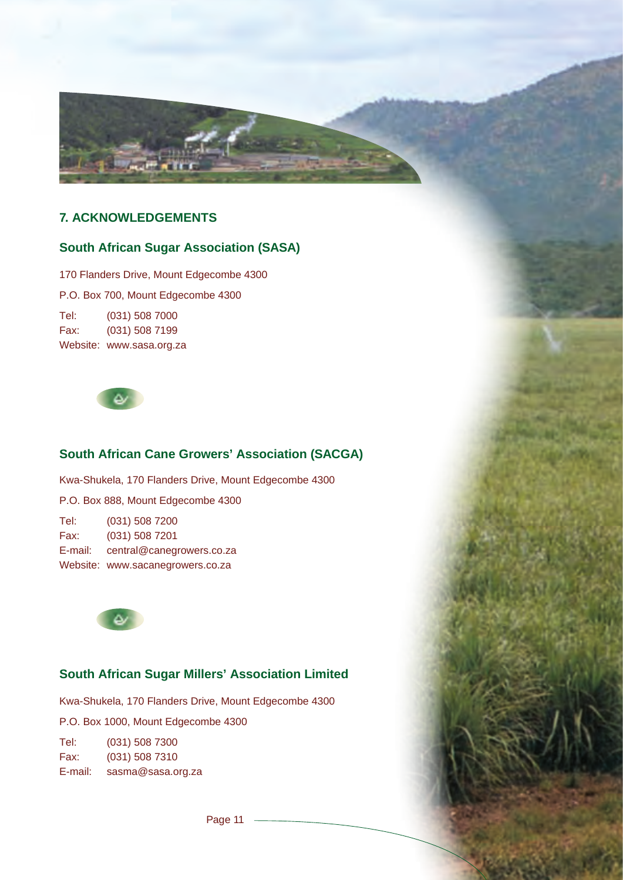## 7. ACKNOWLEDGEMENTS

### South African Sugar Association (SASA)

170 Flanders Drive, Mount Edgecombe 4300

P.O. Box 700, Mount Edgecombe 4300

Tel: (031) 508 7000
Fax: (031) 508 7199
Website: www.sasa.org.za

### South African Cane Growers' Association (SACGA)

Kwa-Shukela, 170 Flanders Drive, Mount Edgecombe 4300

P.O. Box 888, Mount Edgecombe 4300

Tel: (031) 508 7200
Fax: (031) 508 7201
E-mail: central@canegrowers.co.za
Website: www.sacanegrowers.co.za

### South African Sugar Millers' Association Limited

Kwa-Shukela, 170 Flanders Drive, Mount Edgecombe 4300

P.O. Box 1000, Mount Edgecombe 4300

Tel: (031) 508 7300
Fax: (031) 508 7310
E-mail: sasma@sasa.org.za